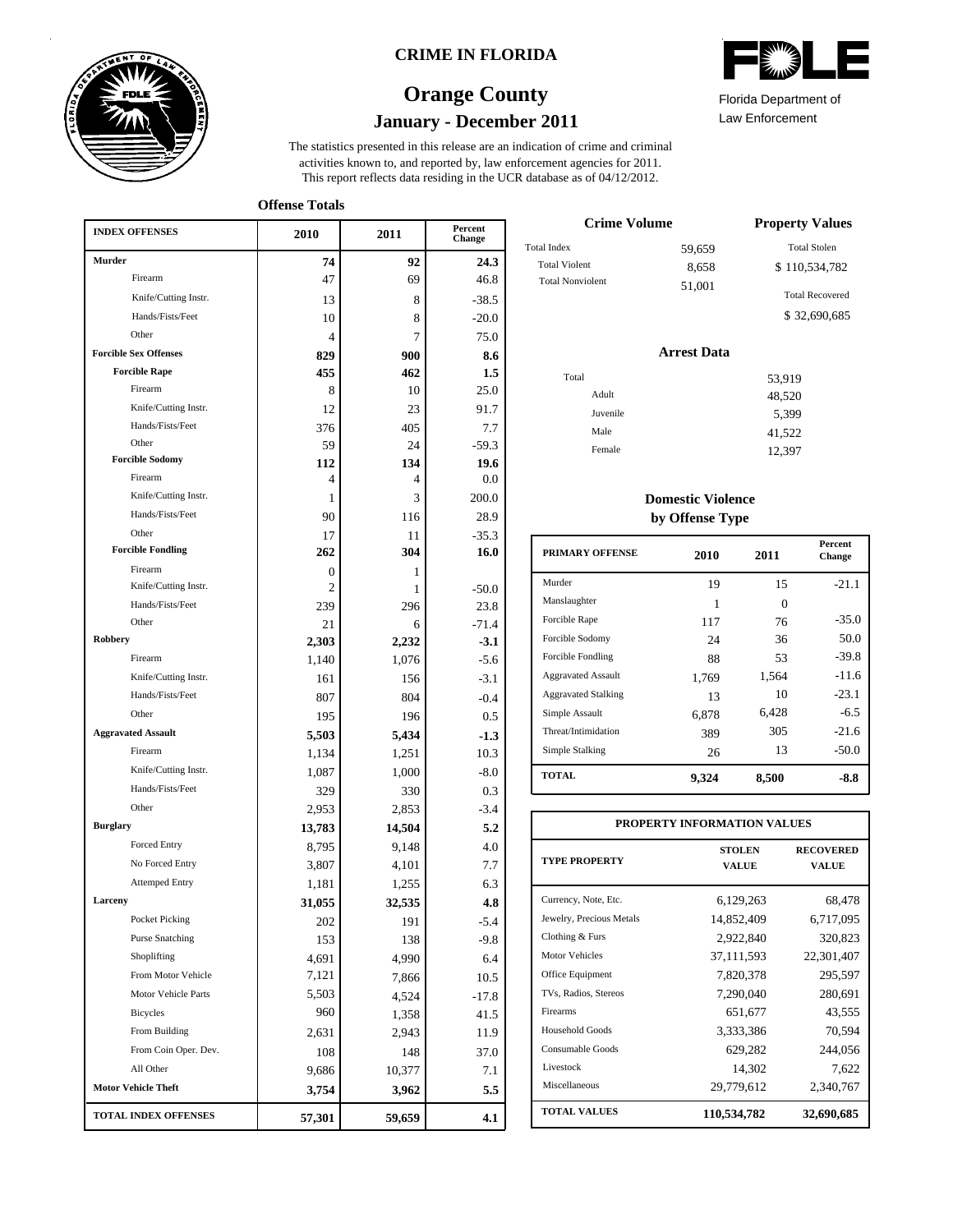# CRIME IN FLORIDA

## Orange County

### January - December 2011

Florida Department of Law Enforcement

The statistics presented in this release are an indication of crime and criminal activities known to, and reported by, law enforcement agencies for 2011. This report reflects data residing in the UCR database as of 04/12/2012.

**Offense Totals**

| INDEX OFFENSES | 2010 | 2011 | Percent Change |
|---|---|---|---|
| **Murder** | **74** | **92** | **24.3** |
| Firearm | 47 | 69 | 46.8 |
| Knife/Cutting Instr. | 13 | 8 | -38.5 |
| Hands/Fists/Feet | 10 | 8 | -20.0 |
| Other | 4 | 7 | 75.0 |
| **Forcible Sex Offenses** | **829** | **900** | **8.6** |
| **Forcible Rape** | **455** | **462** | **1.5** |
| Firearm | 8 | 10 | 25.0 |
| Knife/Cutting Instr. | 12 | 23 | 91.7 |
| Hands/Fists/Feet | 376 | 405 | 7.7 |
| Other | 59 | 24 | -59.3 |
| **Forcible Sodomy** | **112** | **134** | **19.6** |
| Firearm | 4 | 4 | 0.0 |
| Knife/Cutting Instr. | 1 | 3 | 200.0 |
| Hands/Fists/Feet | 90 | 116 | 28.9 |
| Other | 17 | 11 | -35.3 |
| **Forcible Fondling** | **262** | **304** | **16.0** |
| Firearm | 0 | 1 | |
| Knife/Cutting Instr. | 2 | 1 | -50.0 |
| Hands/Fists/Feet | 239 | 296 | 23.8 |
| Other | 21 | 6 | -71.4 |
| **Robbery** | **2,303** | **2,232** | **-3.1** |
| Firearm | 1,140 | 1,076 | -5.6 |
| Knife/Cutting Instr. | 161 | 156 | -3.1 |
| Hands/Fists/Feet | 807 | 804 | -0.4 |
| Other | 195 | 196 | 0.5 |
| **Aggravated Assault** | **5,503** | **5,434** | **-1.3** |
| Firearm | 1,134 | 1,251 | 10.3 |
| Knife/Cutting Instr. | 1,087 | 1,000 | -8.0 |
| Hands/Fists/Feet | 329 | 330 | 0.3 |
| Other | 2,953 | 2,853 | -3.4 |
| **Burglary** | **13,783** | **14,504** | **5.2** |
| Forced Entry | 8,795 | 9,148 | 4.0 |
| No Forced Entry | 3,807 | 4,101 | 7.7 |
| Attemped Entry | 1,181 | 1,255 | 6.3 |
| **Larceny** | **31,055** | **32,535** | **4.8** |
| Pocket Picking | 202 | 191 | -5.4 |
| Purse Snatching | 153 | 138 | -9.8 |
| Shoplifting | 4,691 | 4,990 | 6.4 |
| From Motor Vehicle | 7,121 | 7,866 | 10.5 |
| Motor Vehicle Parts | 5,503 | 4,524 | -17.8 |
| Bicycles | 960 | 1,358 | 41.5 |
| From Building | 2,631 | 2,943 | 11.9 |
| From Coin Oper. Dev. | 108 | 148 | 37.0 |
| All Other | 9,686 | 10,377 | 7.1 |
| **Motor Vehicle Theft** | **3,754** | **3,962** | **5.5** |
| **TOTAL INDEX OFFENSES** | **57,301** | **59,659** | **4.1** |

**Crime Volume**

| | |
|---|---|
| Total Index | 59,659 |
| Total Violent | 8,658 |
| Total Nonviolent | 51,001 |

**Property Values**

| | |
|---|---|
| Total Stolen | $ 110,534,782 |
| Total Recovered | $ 32,690,685 |

**Arrest Data**

| | |
|---|---|
| Total | 53,919 |
| Adult | 48,520 |
| Juvenile | 5,399 |
| Male | 41,522 |
| Female | 12,397 |

**Domestic Violence by Offense Type**

| PRIMARY OFFENSE | 2010 | 2011 | Percent Change |
|---|---|---|---|
| Murder | 19 | 15 | -21.1 |
| Manslaughter | 1 | 0 | |
| Forcible Rape | 117 | 76 | -35.0 |
| Forcible Sodomy | 24 | 36 | 50.0 |
| Forcible Fondling | 88 | 53 | -39.8 |
| Aggravated Assault | 1,769 | 1,564 | -11.6 |
| Aggravated Stalking | 13 | 10 | -23.1 |
| Simple Assault | 6,878 | 6,428 | -6.5 |
| Threat/Intimidation | 389 | 305 | -21.6 |
| Simple Stalking | 26 | 13 | -50.0 |
| **TOTAL** | **9,324** | **8,500** | **-8.8** |

**PROPERTY INFORMATION VALUES**

| TYPE PROPERTY | STOLEN VALUE | RECOVERED VALUE |
|---|---|---|
| Currency, Note, Etc. | 6,129,263 | 68,478 |
| Jewelry, Precious Metals | 14,852,409 | 6,717,095 |
| Clothing & Furs | 2,922,840 | 320,823 |
| Motor Vehicles | 37,111,593 | 22,301,407 |
| Office Equipment | 7,820,378 | 295,597 |
| TVs, Radios, Stereos | 7,290,040 | 280,691 |
| Firearms | 651,677 | 43,555 |
| Household Goods | 3,333,386 | 70,594 |
| Consumable Goods | 629,282 | 244,056 |
| Livestock | 14,302 | 7,622 |
| Miscellaneous | 29,779,612 | 2,340,767 |
| **TOTAL VALUES** | **110,534,782** | **32,690,685** |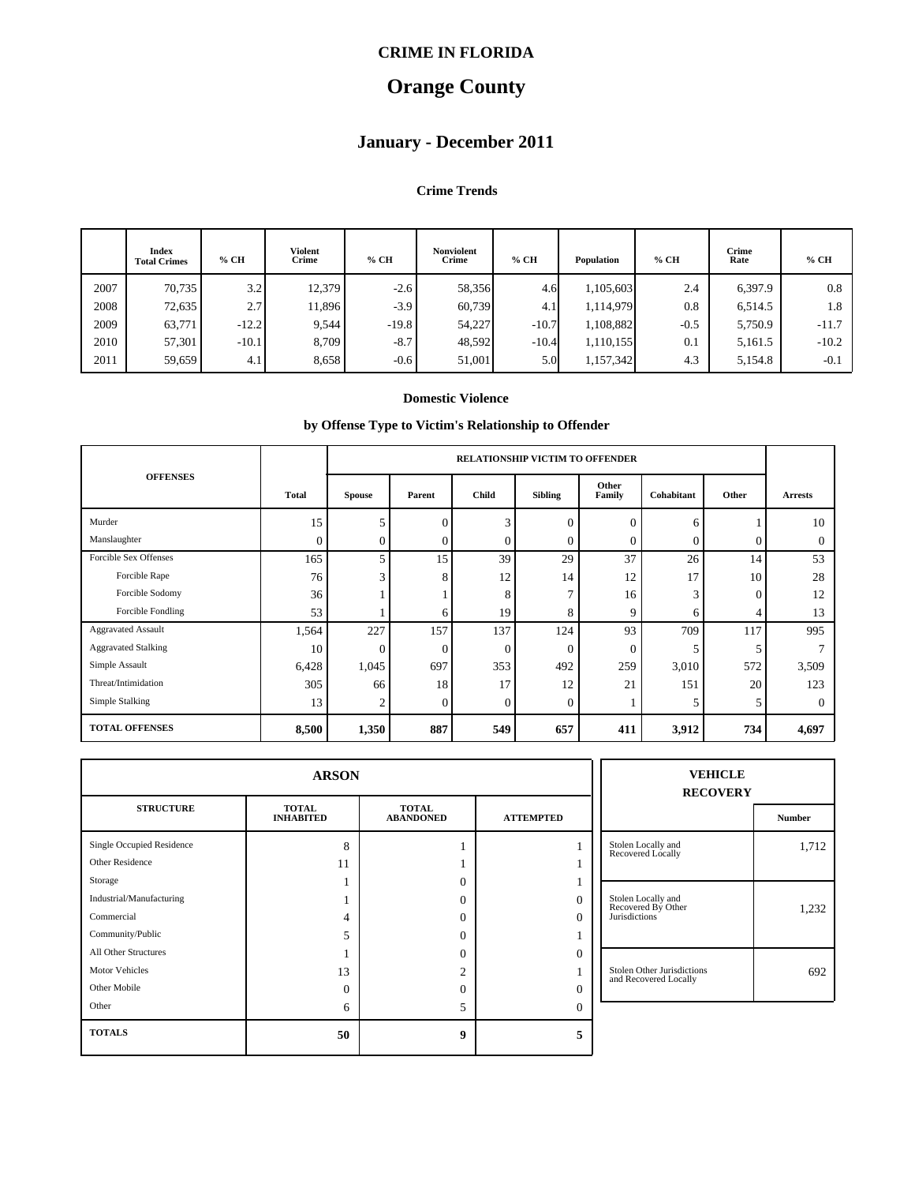CRIME IN FLORIDA

# Orange County

## January - December 2011

### Crime Trends

| | Index Total Crimes | % CH | Violent Crime | % CH | Nonviolent Crime | % CH | Population | % CH | Crime Rate | % CH |
|---|---|---|---|---|---|---|---|---|---|---|
| 2007 | 70,735 | 3.2 | 12,379 | -2.6 | 58,356 | 4.6 | 1,105,603 | 2.4 | 6,397.9 | 0.8 |
| 2008 | 72,635 | 2.7 | 11,896 | -3.9 | 60,739 | 4.1 | 1,114,979 | 0.8 | 6,514.5 | 1.8 |
| 2009 | 63,771 | -12.2 | 9,544 | -19.8 | 54,227 | -10.7 | 1,108,882 | -0.5 | 5,750.9 | -11.7 |
| 2010 | 57,301 | -10.1 | 8,709 | -8.7 | 48,592 | -10.4 | 1,110,155 | 0.1 | 5,161.5 | -10.2 |
| 2011 | 59,659 | 4.1 | 8,658 | -0.6 | 51,001 | 5.0 | 1,157,342 | 4.3 | 5,154.8 | -0.1 |

### Domestic Violence

### by Offense Type to Victim's Relationship to Offender

| OFFENSES | | RELATIONSHIP VICTIM TO OFFENDER | | | | | | | |
|---|---|---|---|---|---|---|---|---|---|
| | Total | Spouse | Parent | Child | Sibling | Other Family | Cohabitant | Other | Arrests |
| Murder | 15 | 5 | 0 | 3 | 0 | 0 | 6 | 1 | 10 |
| Manslaughter | 0 | 0 | 0 | 0 | 0 | 0 | 0 | 0 | 0 |
| Forcible Sex Offenses | 165 | 5 | 15 | 39 | 29 | 37 | 26 | 14 | 53 |
| Forcible Rape | 76 | 3 | 8 | 12 | 14 | 12 | 17 | 10 | 28 |
| Forcible Sodomy | 36 | 1 | 1 | 8 | 7 | 16 | 3 | 0 | 12 |
| Forcible Fondling | 53 | 1 | 6 | 19 | 8 | 9 | 6 | 4 | 13 |
| Aggravated Assault | 1,564 | 227 | 157 | 137 | 124 | 93 | 709 | 117 | 995 |
| Aggravated Stalking | 10 | 0 | 0 | 0 | 0 | 0 | 5 | 5 | 7 |
| Simple Assault | 6,428 | 1,045 | 697 | 353 | 492 | 259 | 3,010 | 572 | 3,509 |
| Threat/Intimidation | 305 | 66 | 18 | 17 | 12 | 21 | 151 | 20 | 123 |
| Simple Stalking | 13 | 2 | 0 | 0 | 0 | 1 | 5 | 5 | 0 |
| **TOTAL OFFENSES** | **8,500** | **1,350** | **887** | **549** | **657** | **411** | **3,912** | **734** | **4,697** |

### ARSON

| STRUCTURE | TOTAL INHABITED | TOTAL ABANDONED | ATTEMPTED |
|---|---|---|---|
| Single Occupied Residence | 8 | 1 | 1 |
| Other Residence | 11 | 1 | 1 |
| Storage | 1 | 0 | 1 |
| Industrial/Manufacturing | 1 | 0 | 0 |
| Commercial | 4 | 0 | 0 |
| Community/Public | 5 | 0 | 1 |
| All Other Structures | 1 | 0 | 0 |
| Motor Vehicles | 13 | 2 | 1 |
| Other Mobile | 0 | 0 | 0 |
| Other | 6 | 5 | 0 |
| **TOTALS** | **50** | **9** | **5** |

### VEHICLE RECOVERY

| | Number |
|---|---|
| Stolen Locally and Recovered Locally | 1,712 |
| Stolen Locally and Recovered By Other Jurisdictions | 1,232 |
| Stolen Other Jurisdictions and Recovered Locally | 692 |